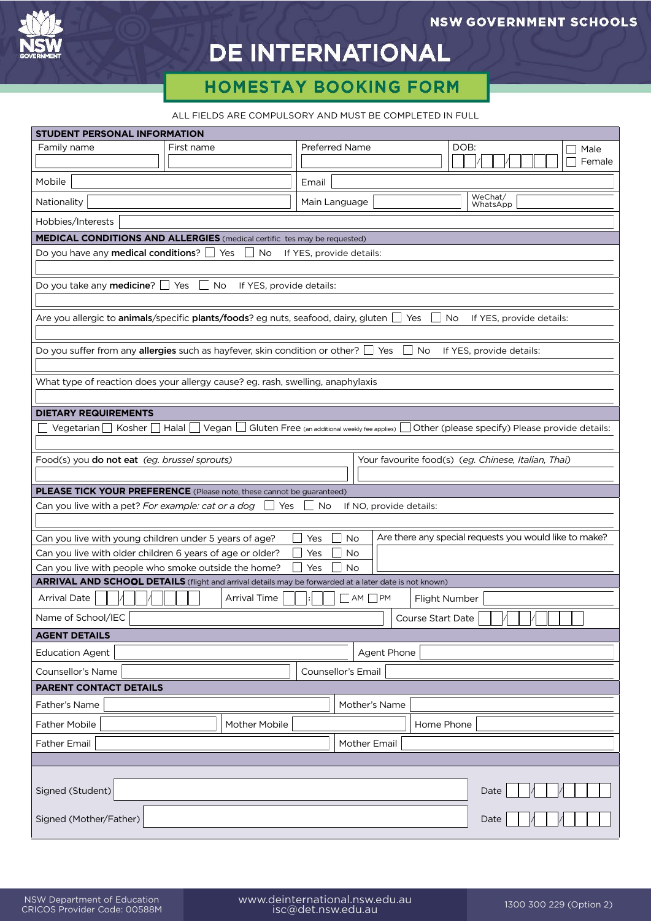NSW GOVERNMENT SCHOOLS

# DE INTERNATIONAL

## HOMESTAY BOOKING FORM

ALL FIELDS ARE COMPULSORY AND MUST BE COMPLETED IN FULL

### STUDENT PERSONAL INFORMATION

| Family name | First name | Preferred Name | DOB: \_\_/\_\_/\_\_\_\_ | ☐ Male ☐ Female |
|---|---|---|---|---|
| | | | | |

Mobile ______ Email ______

Nationality ______ Main Language ______ WeChat/ WhatsApp ______

Hobbies/Interests ______

### MEDICAL CONDITIONS AND ALLERGIES (medical certific tes may be requested)

Do you have any **medical conditions**? ☐ Yes ☐ No If YES, provide details:

Do you take any **medicine**? ☐ Yes ☐ No If YES, provide details:

Are you allergic to **animals**/specific **plants/foods**? eg nuts, seafood, dairy, gluten ☐ Yes ☐ No If YES, provide details:

Do you suffer from any **allergies** such as hayfever, skin condition or other? ☐ Yes ☐ No If YES, provide details:

What type of reaction does your allergy cause? eg. rash, swelling, anaphylaxis

### DIETARY REQUIREMENTS

☐ Vegetarian ☐ Kosher ☐ Halal ☐ Vegan ☐ Gluten Free (an additional weekly fee applies) ☐ Other (please specify) Please provide details:

Food(s) you **do not eat** *(eg. brussel sprouts)* ______ Your favourite food(s) *(eg. Chinese, Italian, Thai)* ______

### PLEASE TICK YOUR PREFERENCE (Please note, these cannot be guaranteed)

Can you live with a pet? *For example: cat or a dog* ☐ Yes ☐ No If NO, provide details:

| | | | Are there any special requests you would like to make? |
|---|---|---|---|
| Can you live with young children under 5 years of age? | ☐ Yes | ☐ No | |
| Can you live with older children 6 years of age or older? | ☐ Yes | ☐ No | |
| Can you live with people who smoke outside the home? | ☐ Yes | ☐ No | |

### ARRIVAL AND SCHOOL DETAILS (flight and arrival details may be forwarded at a later date is not known)

Arrival Date \_\_/\_\_/\_\_\_\_ Arrival Time \_\_:\_\_ ☐ AM ☐ PM Flight Number ______

Name of School/IEC ______ Course Start Date \_\_/\_\_/\_\_\_\_

### AGENT DETAILS

Education Agent ______ Agent Phone ______

Counsellor's Name ______ Counsellor's Email ______

### PARENT CONTACT DETAILS

Father's Name ______ Mother's Name ______

Father Mobile ______ Mother Mobile ______ Home Phone ______

Father Email ______ Mother Email ______

Signed (Student) ______ Date \_\_/\_\_/\_\_\_\_

Signed (Mother/Father) ______ Date \_\_/\_\_/\_\_\_\_

NSW Department of Education
CRICOS Provider Code: 00588M

www.deinternational.nsw.edu.au
isc@det.nsw.edu.au

1300 300 229 (Option 2)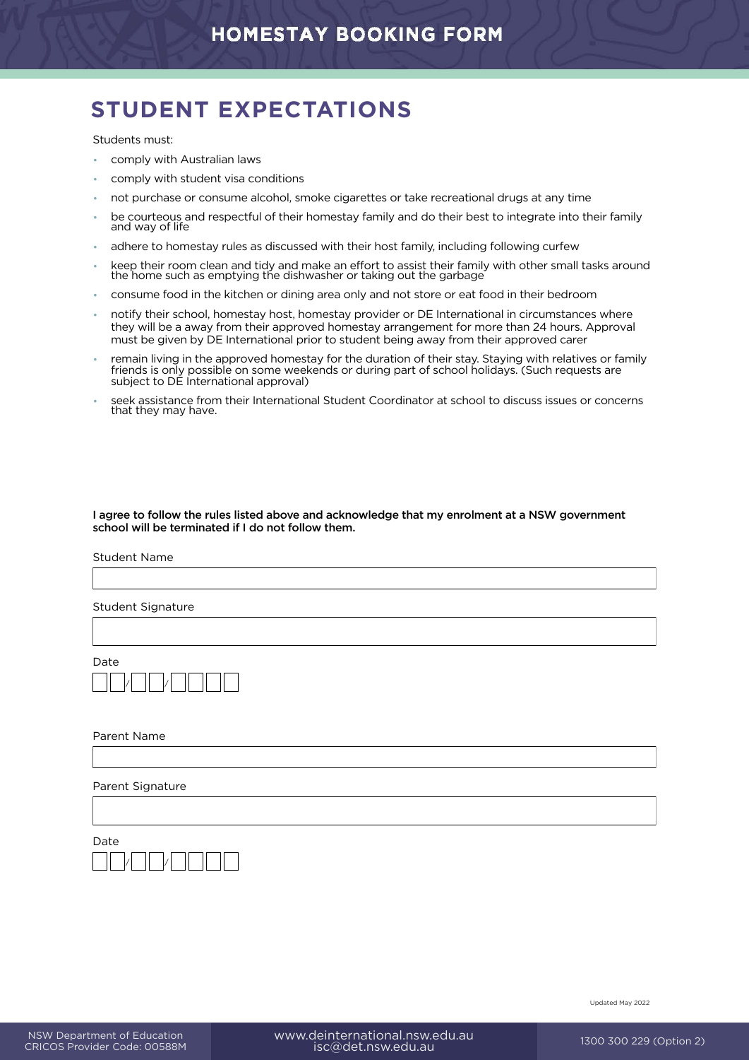# HOMESTAY BOOKING FORM

## STUDENT EXPECTATIONS

Students must:

- comply with Australian laws
- comply with student visa conditions
- not purchase or consume alcohol, smoke cigarettes or take recreational drugs at any time
- be courteous and respectful of their homestay family and do their best to integrate into their family and way of life
- adhere to homestay rules as discussed with their host family, including following curfew
- keep their room clean and tidy and make an effort to assist their family with other small tasks around the home such as emptying the dishwasher or taking out the garbage
- consume food in the kitchen or dining area only and not store or eat food in their bedroom
- notify their school, homestay host, homestay provider or DE International in circumstances where they will be a away from their approved homestay arrangement for more than 24 hours. Approval must be given by DE International prior to student being away from their approved carer
- remain living in the approved homestay for the duration of their stay. Staying with relatives or family friends is only possible on some weekends or during part of school holidays. (Such requests are subject to DE International approval)
- seek assistance from their International Student Coordinator at school to discuss issues or concerns that they may have.

**I agree to follow the rules listed above and acknowledge that my enrolment at a NSW government school will be terminated if I do not follow them.**

Student Name

Student Signature

Date __ __ / __ __ / __ __ __ __

Parent Name

Parent Signature

Date __ __ / __ __ / __ __ __ __

Updated May 2022

NSW Department of Education
CRICOS Provider Code: 00588M

www.deinternational.nsw.edu.au
isc@det.nsw.edu.au

1300 300 229 (Option 2)